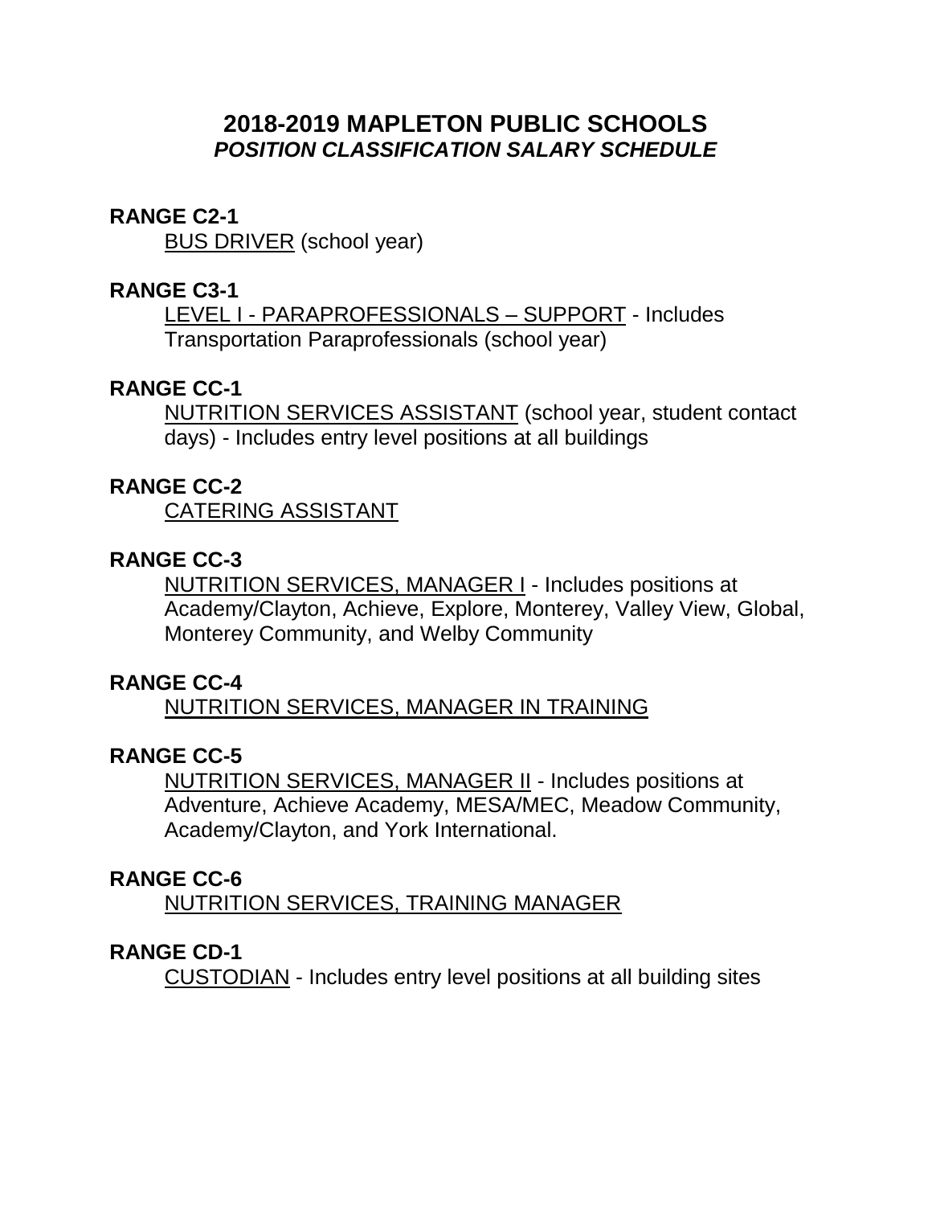# 2018-2019 MAPLETON PUBLIC SCHOOLS
## *POSITION CLASSIFICATION SALARY SCHEDULE*

**RANGE C2-1**

BUS DRIVER (school year)

**RANGE C3-1**

LEVEL I - PARAPROFESSIONALS – SUPPORT - Includes Transportation Paraprofessionals (school year)

**RANGE CC-1**

NUTRITION SERVICES ASSISTANT (school year, student contact days) - Includes entry level positions at all buildings

**RANGE CC-2**

CATERING ASSISTANT

**RANGE CC-3**

NUTRITION SERVICES, MANAGER I - Includes positions at Academy/Clayton, Achieve, Explore, Monterey, Valley View, Global, Monterey Community, and Welby Community

**RANGE CC-4**

NUTRITION SERVICES, MANAGER IN TRAINING

**RANGE CC-5**

NUTRITION SERVICES, MANAGER II - Includes positions at Adventure, Achieve Academy, MESA/MEC, Meadow Community, Academy/Clayton, and York International.

**RANGE CC-6**

NUTRITION SERVICES, TRAINING MANAGER

**RANGE CD-1**

CUSTODIAN - Includes entry level positions at all building sites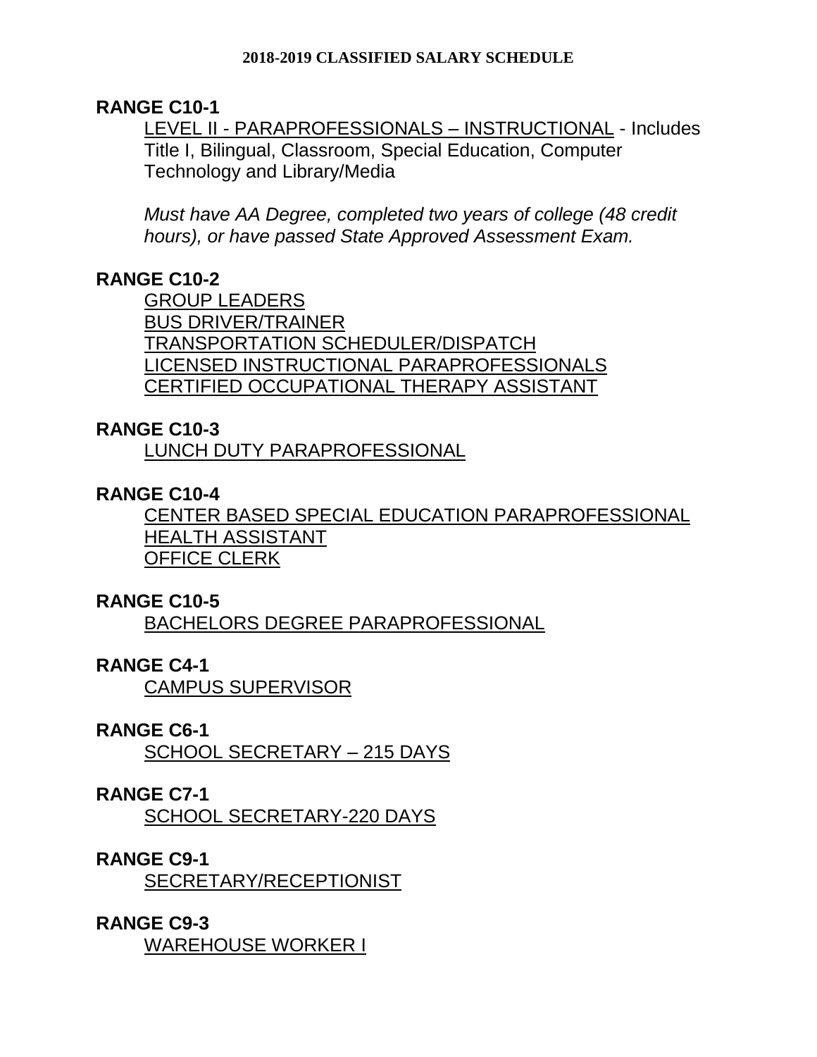# 2018-2019 CLASSIFIED SALARY SCHEDULE

**RANGE C10-1**

LEVEL II - PARAPROFESSIONALS – INSTRUCTIONAL - Includes Title I, Bilingual, Classroom, Special Education, Computer Technology and Library/Media

*Must have AA Degree, completed two years of college (48 credit hours), or have passed State Approved Assessment Exam.*

**RANGE C10-2**

GROUP LEADERS
BUS DRIVER/TRAINER
TRANSPORTATION SCHEDULER/DISPATCH
LICENSED INSTRUCTIONAL PARAPROFESSIONALS
CERTIFIED OCCUPATIONAL THERAPY ASSISTANT

**RANGE C10-3**

LUNCH DUTY PARAPROFESSIONAL

**RANGE C10-4**

CENTER BASED SPECIAL EDUCATION PARAPROFESSIONAL
HEALTH ASSISTANT
OFFICE CLERK

**RANGE C10-5**

BACHELORS DEGREE PARAPROFESSIONAL

**RANGE C4-1**

CAMPUS SUPERVISOR

**RANGE C6-1**

SCHOOL SECRETARY – 215 DAYS

**RANGE C7-1**

SCHOOL SECRETARY-220 DAYS

**RANGE C9-1**

SECRETARY/RECEPTIONIST

**RANGE C9-3**

WAREHOUSE WORKER I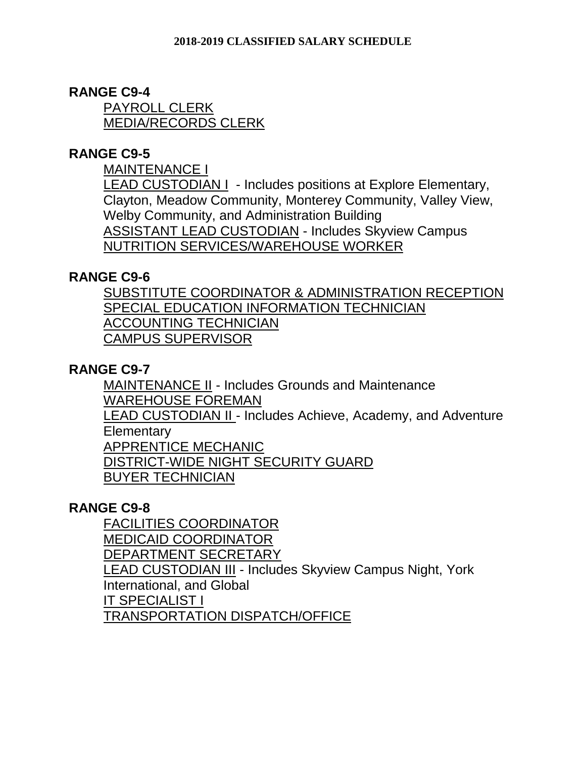## RANGE C9-4

PAYROLL CLERK
MEDIA/RECORDS CLERK

## RANGE C9-5

MAINTENANCE I
LEAD CUSTODIAN I - Includes positions at Explore Elementary, Clayton, Meadow Community, Monterey Community, Valley View, Welby Community, and Administration Building
ASSISTANT LEAD CUSTODIAN - Includes Skyview Campus
NUTRITION SERVICES/WAREHOUSE WORKER

## RANGE C9-6

SUBSTITUTE COORDINATOR & ADMINISTRATION RECEPTION
SPECIAL EDUCATION INFORMATION TECHNICIAN
ACCOUNTING TECHNICIAN
CAMPUS SUPERVISOR

## RANGE C9-7

MAINTENANCE II - Includes Grounds and Maintenance
WAREHOUSE FOREMAN
LEAD CUSTODIAN II - Includes Achieve, Academy, and Adventure Elementary
APPRENTICE MECHANIC
DISTRICT-WIDE NIGHT SECURITY GUARD
BUYER TECHNICIAN

## RANGE C9-8

FACILITIES COORDINATOR
MEDICAID COORDINATOR
DEPARTMENT SECRETARY
LEAD CUSTODIAN III - Includes Skyview Campus Night, York International, and Global
IT SPECIALIST I
TRANSPORTATION DISPATCH/OFFICE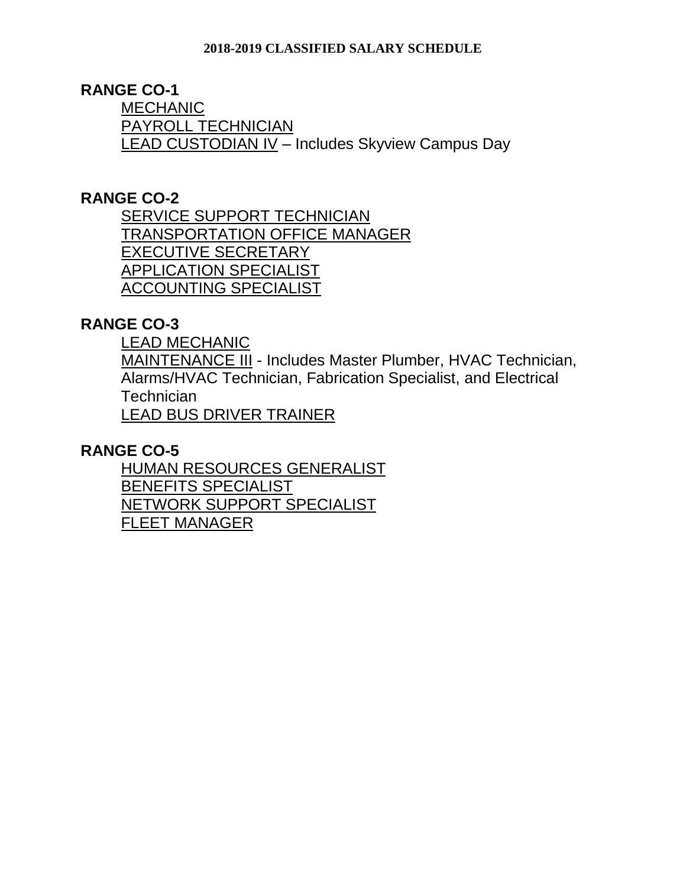**2018-2019 CLASSIFIED SALARY SCHEDULE**

## RANGE CO-1

<u>MECHANIC</u>
<u>PAYROLL TECHNICIAN</u>
<u>LEAD CUSTODIAN IV</u> – Includes Skyview Campus Day

## RANGE CO-2

<u>SERVICE SUPPORT TECHNICIAN</u>
<u>TRANSPORTATION OFFICE MANAGER</u>
<u>EXECUTIVE SECRETARY</u>
<u>APPLICATION SPECIALIST</u>
<u>ACCOUNTING SPECIALIST</u>

## RANGE CO-3

<u>LEAD MECHANIC</u>
<u>MAINTENANCE III</u> - Includes Master Plumber, HVAC Technician, Alarms/HVAC Technician, Fabrication Specialist, and Electrical Technician
<u>LEAD BUS DRIVER TRAINER</u>

## RANGE CO-5

<u>HUMAN RESOURCES GENERALIST</u>
<u>BENEFITS SPECIALIST</u>
<u>NETWORK SUPPORT SPECIALIST</u>
<u>FLEET MANAGER</u>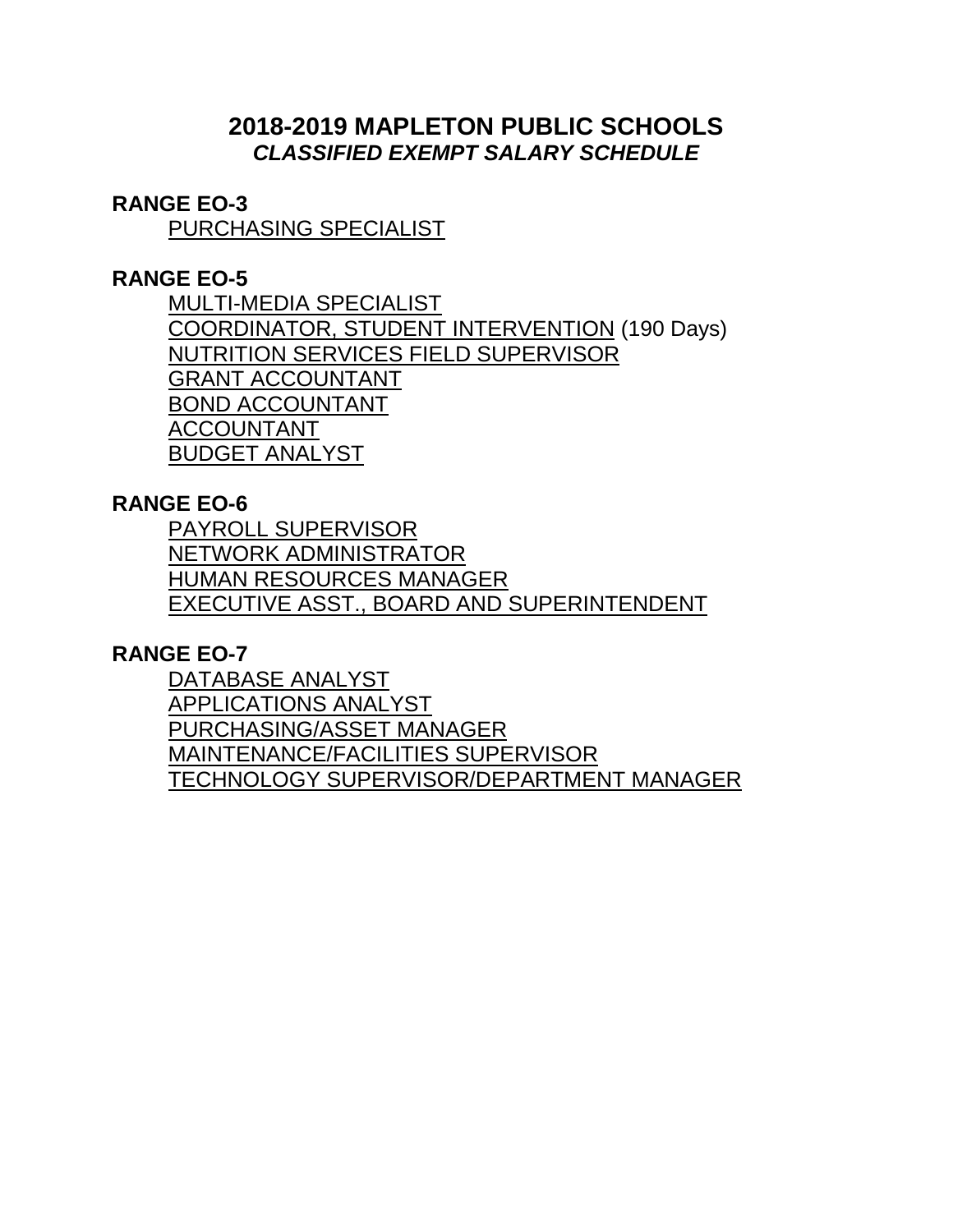## 2018-2019 MAPLETON PUBLIC SCHOOLS
### *CLASSIFIED EXEMPT SALARY SCHEDULE*

**RANGE EO-3**

PURCHASING SPECIALIST

**RANGE EO-5**

MULTI-MEDIA SPECIALIST
COORDINATOR, STUDENT INTERVENTION (190 Days)
NUTRITION SERVICES FIELD SUPERVISOR
GRANT ACCOUNTANT
BOND ACCOUNTANT
ACCOUNTANT
BUDGET ANALYST

**RANGE EO-6**

PAYROLL SUPERVISOR
NETWORK ADMINISTRATOR
HUMAN RESOURCES MANAGER
EXECUTIVE ASST., BOARD AND SUPERINTENDENT

**RANGE EO-7**

DATABASE ANALYST
APPLICATIONS ANALYST
PURCHASING/ASSET MANAGER
MAINTENANCE/FACILITIES SUPERVISOR
TECHNOLOGY SUPERVISOR/DEPARTMENT MANAGER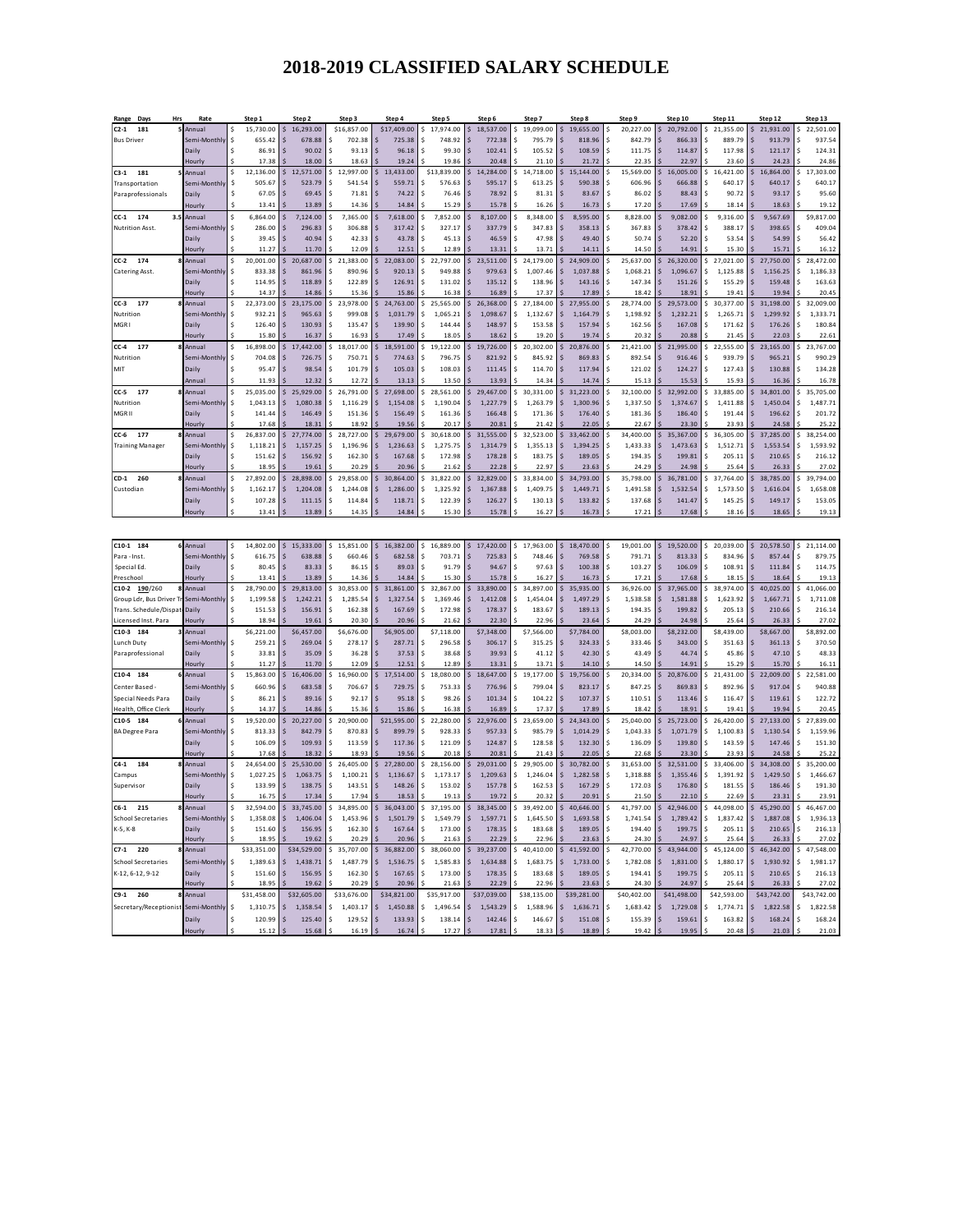# 2018-2019 CLASSIFIED SALARY SCHEDULE

| Range | Days | Hrs | Rate | Step 1 | Step 2 | Step 3 | Step 4 | Step 5 | Step 6 | Step 7 | Step 8 | Step 9 | Step 10 | Step 11 | Step 12 | Step 13 |
|---|---|---|---|---|---|---|---|---|---|---|---|---|---|---|---|---|
| C2-1 | 181 | 5 | Annual | $ 15,730.00 | $ 16,293.00 | $16,857.00 | $17,409.00 | $ 17,974.00 | $ 18,537.00 | $ 19,099.00 | $ 19,655.00 | $ 20,227.00 | $ 20,792.00 | $ 21,355.00 | $ 21,931.00 | $ 22,501.00 |
| Bus Driver | | | Semi-Monthly | $ 655.42 | $ 678.88 | $ 702.38 | $ 725.38 | $ 748.92 | $ 772.38 | $ 795.79 | $ 818.96 | $ 842.79 | $ 866.33 | $ 889.79 | $ 913.79 | $ 937.54 |
| | | | Daily | $ 86.91 | $ 90.02 | $ 93.13 | $ 96.18 | $ 99.30 | $ 102.41 | $ 105.52 | $ 108.59 | $ 111.75 | $ 114.87 | $ 117.98 | $ 121.17 | $ 124.31 |
| | | | Hourly | $ 17.38 | $ 18.00 | $ 18.63 | $ 19.24 | $ 19.86 | $ 20.48 | $ 21.10 | $ 21.72 | $ 22.35 | $ 22.97 | $ 23.60 | $ 24.23 | $ 24.86 |
| C3-1 | 181 | 5 | Annual | $ 12,136.00 | $ 12,571.00 | $ 12,997.00 | $ 13,433.00 | $13,839.00 | $ 14,284.00 | $ 14,718.00 | $ 15,144.00 | $ 15,569.00 | $ 16,005.00 | $ 16,421.00 | $ 16,864.00 | $ 17,303.00 |
| Transportation | | | Semi-Monthly | $ 505.67 | $ 523.79 | $ 541.54 | $ 559.71 | $ 576.63 | $ 595.17 | $ 613.25 | $ 590.38 | $ 606.96 | $ 666.88 | $ 640.17 | $ 640.17 | $ 640.17 |
| Paraprofessionals | | | Daily | $ 67.05 | $ 69.45 | $ 71.81 | $ 74.22 | $ 76.46 | $ 78.92 | $ 81.31 | $ 83.67 | $ 86.02 | $ 88.43 | $ 90.72 | $ 93.17 | $ 95.60 |
| | | | Hourly | $ 13.41 | $ 13.89 | $ 14.36 | $ 14.84 | $ 15.29 | $ 15.78 | $ 16.26 | $ 16.73 | $ 17.20 | $ 17.69 | $ 18.14 | $ 18.63 | $ 19.12 |
| CC-1 | 174 | 3.5 | Annual | $ 6,864.00 | $ 7,124.00 | $ 7,365.00 | $ 7,618.00 | $ 7,852.00 | $ 8,107.00 | $ 8,348.00 | $ 8,595.00 | $ 8,828.00 | $ 9,082.00 | $ 9,316.00 | $ 9,567.69 | $9,817.00 |
| Nutrition Asst. | | | Semi-Monthly | $ 286.00 | $ 296.83 | $ 306.88 | $ 317.42 | $ 327.17 | $ 337.79 | $ 347.83 | $ 358.13 | $ 367.83 | $ 378.42 | $ 388.17 | $ 398.65 | $ 409.04 |
| | | | Daily | $ 39.45 | $ 40.94 | $ 42.33 | $ 43.78 | $ 45.13 | $ 46.59 | $ 47.98 | $ 49.40 | $ 50.74 | $ 52.20 | $ 53.54 | $ 54.99 | $ 56.42 |
| | | | Hourly | $ 11.27 | $ 11.70 | $ 12.09 | $ 12.51 | $ 12.89 | $ 13.31 | $ 13.71 | $ 14.11 | $ 14.50 | $ 14.91 | $ 15.30 | $ 15.71 | $ 16.12 |
| CC-2 | 174 | 8 | Annual | $ 20,001.00 | $ 20,687.00 | $ 21,383.00 | $ 22,083.00 | $ 22,797.00 | $ 23,511.00 | $ 24,179.00 | $ 24,909.00 | $ 25,637.00 | $ 26,320.00 | $ 27,021.00 | $ 27,750.00 | $ 28,472.00 |
| Catering Asst. | | | Semi-Monthly | $ 833.38 | $ 861.96 | $ 890.96 | $ 920.13 | $ 949.88 | $ 979.63 | $ 1,007.46 | $ 1,037.88 | $ 1,068.21 | $ 1,096.67 | $ 1,125.88 | $ 1,156.25 | $ 1,186.33 |
| | | | Daily | $ 114.95 | $ 118.89 | $ 122.89 | $ 126.91 | $ 131.02 | $ 135.12 | $ 138.96 | $ 143.16 | $ 147.34 | $ 151.26 | $ 155.29 | $ 159.48 | $ 163.63 |
| | | | Hourly | $ 14.37 | $ 14.86 | $ 15.36 | $ 15.86 | $ 16.38 | $ 16.89 | $ 17.37 | $ 17.89 | $ 18.42 | $ 18.91 | $ 19.41 | $ 19.94 | $ 20.45 |
| CC-3 | 177 | 8 | Annual | $ 22,373.00 | $ 23,175.00 | $ 23,978.00 | $ 24,763.00 | $ 25,565.00 | $ 26,368.00 | $ 27,184.00 | $ 27,955.00 | $ 28,774.00 | $ 29,573.00 | $ 30,377.00 | $ 31,198.00 | $ 32,009.00 |
| Nutrition | | | Semi-Monthly | $ 932.21 | $ 965.63 | $ 999.08 | $ 1,031.79 | $ 1,065.21 | $ 1,098.67 | $ 1,132.67 | $ 1,164.79 | $ 1,198.92 | $ 1,232.21 | $ 1,265.71 | $ 1,299.92 | $ 1,333.71 |
| MGR I | | | Daily | $ 126.40 | $ 130.93 | $ 135.47 | $ 139.90 | $ 144.44 | $ 148.97 | $ 153.58 | $ 157.94 | $ 162.56 | $ 167.08 | $ 171.62 | $ 176.26 | $ 180.84 |
| | | | Hourly | $ 15.80 | $ 16.37 | $ 16.93 | $ 17.49 | $ 18.05 | $ 18.62 | $ 19.20 | $ 19.74 | $ 20.32 | $ 20.88 | $ 21.45 | $ 22.03 | $ 22.61 |
| CC-4 | 177 | 8 | Annual | $ 16,898.00 | $ 17,442.00 | $ 18,017.00 | $ 18,591.00 | $ 19,122.00 | $ 19,726.00 | $ 20,302.00 | $ 20,876.00 | $ 21,421.00 | $ 21,995.00 | $ 22,555.00 | $ 23,165.00 | $ 23,767.00 |
| Nutrition | | | Semi-Monthly | $ 704.08 | $ 726.75 | $ 750.71 | $ 774.63 | $ 796.75 | $ 821.92 | $ 845.92 | $ 869.83 | $ 892.54 | $ 916.46 | $ 939.79 | $ 965.21 | $ 990.29 |
| MIT | | | Daily | $ 95.47 | $ 98.54 | $ 101.79 | $ 105.03 | $ 108.03 | $ 111.45 | $ 114.70 | $ 117.94 | $ 121.02 | $ 124.27 | $ 127.43 | $ 130.88 | $ 134.28 |
| | | | Annual | $ 11.93 | $ 12.32 | $ 12.72 | $ 13.13 | $ 13.50 | $ 13.93 | $ 14.34 | $ 14.74 | $ 15.13 | $ 15.53 | $ 15.93 | $ 16.36 | $ 16.78 |
| CC-5 | 177 | 8 | Annual | $ 25,035.00 | $ 25,929.00 | $ 26,791.00 | $ 27,698.00 | $ 28,561.00 | $ 29,467.00 | $ 30,331.00 | $ 31,223.00 | $ 32,100.00 | $ 32,992.00 | $ 33,885.00 | $ 34,801.00 | $ 35,705.00 |
| Nutrition | | | Semi-Monthly | $ 1,043.13 | $ 1,080.38 | $ 1,116.29 | $ 1,154.08 | $ 1,190.04 | $ 1,227.79 | $ 1,263.79 | $ 1,300.96 | $ 1,337.50 | $ 1,374.67 | $ 1,411.88 | $ 1,450.04 | $ 1,487.71 |
| MGR II | | | Daily | $ 141.44 | $ 146.49 | $ 151.36 | $ 156.49 | $ 161.36 | $ 166.48 | $ 171.36 | $ 176.40 | $ 181.36 | $ 186.40 | $ 191.44 | $ 196.62 | $ 201.72 |
| | | | Hourly | $ 17.68 | $ 18.31 | $ 18.92 | $ 19.56 | $ 20.17 | $ 20.81 | $ 21.42 | $ 22.05 | $ 22.67 | $ 23.30 | $ 23.93 | $ 24.58 | $ 25.22 |
| CC-6 | 177 | 8 | Annual | $ 26,837.00 | $ 27,774.00 | $ 28,727.00 | $ 29,679.00 | $ 30,618.00 | $ 31,555.00 | $ 32,523.00 | $ 33,462.00 | $ 34,400.00 | $ 35,367.00 | $ 36,305.00 | $ 37,285.00 | $ 38,254.00 |
| Training Manager | | | Semi-Monthly | $ 1,118.21 | $ 1,157.25 | $ 1,196.96 | $ 1,236.63 | $ 1,275.75 | $ 1,314.79 | $ 1,355.13 | $ 1,394.25 | $ 1,433.33 | $ 1,473.63 | $ 1,512.71 | $ 1,553.54 | $ 1,593.92 |
| | | | Daily | $ 151.62 | $ 156.92 | $ 162.30 | $ 167.68 | $ 172.98 | $ 178.28 | $ 183.75 | $ 189.05 | $ 194.35 | $ 199.81 | $ 205.11 | $ 210.65 | $ 216.12 |
| | | | Hourly | $ 18.95 | $ 19.61 | $ 20.29 | $ 20.96 | $ 21.62 | $ 22.28 | $ 22.97 | $ 23.63 | $ 24.29 | $ 24.98 | $ 25.64 | $ 26.33 | $ 27.02 |
| CD-1 | 260 | 8 | Annual | $ 27,892.00 | $ 28,898.00 | $ 29,858.00 | $ 30,864.00 | $ 31,822.00 | $ 32,829.00 | $ 33,834.00 | $ 34,793.00 | $ 35,798.00 | $ 36,781.00 | $ 37,764.00 | $ 38,785.00 | $ 39,794.00 |
| Custodian | | | Semi-Monthly | $ 1,162.17 | $ 1,204.08 | $ 1,244.08 | $ 1,286.00 | $ 1,325.92 | $ 1,367.88 | $ 1,409.75 | $ 1,449.71 | $ 1,491.58 | $ 1,532.54 | $ 1,573.50 | $ 1,616.04 | $ 1,658.08 |
| | | | Daily | $ 107.28 | $ 111.15 | $ 114.84 | $ 118.71 | $ 122.39 | $ 126.27 | $ 130.13 | $ 133.82 | $ 137.68 | $ 141.47 | $ 145.25 | $ 149.17 | $ 153.05 |
| | | | Hourly | $ 13.41 | $ 13.89 | $ 14.35 | $ 14.84 | $ 15.30 | $ 15.78 | $ 16.27 | $ 16.73 | $ 17.21 | $ 17.68 | $ 18.16 | $ 18.65 | $ 19.13 |

| Range | Days | Hrs | Rate | Step 1 | Step 2 | Step 3 | Step 4 | Step 5 | Step 6 | Step 7 | Step 8 | Step 9 | Step 10 | Step 11 | Step 12 | Step 13 |
|---|---|---|---|---|---|---|---|---|---|---|---|---|---|---|---|---|
| C10-1 | 184 | 6 | Annual | $ 14,802.00 | $ 15,333.00 | $ 15,851.00 | $ 16,382.00 | $ 16,889.00 | $ 17,420.00 | $ 17,963.00 | $ 18,470.00 | $ 19,001.00 | $ 19,520.00 | $ 20,039.00 | $ 20,578.50 | $ 21,114.00 |
| Para - Inst. | | | Semi-Monthly | $ 616.75 | $ 638.88 | $ 660.46 | $ 682.58 | $ 703.71 | $ 725.83 | $ 748.46 | $ 769.58 | $ 791.71 | $ 813.33 | $ 834.96 | $ 857.44 | $ 879.75 |
| Special Ed. | | | Daily | $ 80.45 | $ 83.33 | $ 86.15 | $ 89.03 | $ 91.79 | $ 94.67 | $ 97.63 | $ 100.38 | $ 103.27 | $ 106.09 | $ 108.91 | $ 111.84 | $ 114.75 |
| Preschool | | | Hourly | $ 13.41 | $ 13.89 | $ 14.36 | $ 14.84 | $ 15.30 | $ 15.78 | $ 16.27 | $ 16.73 | $ 17.21 | $ 17.68 | $ 18.15 | $ 18.64 | $ 19.13 |
| C10-2 | 190/260 | 8 | Annual | $ 28,790.00 | $ 29,813.00 | $ 30,853.00 | $ 31,861.00 | $ 32,867.00 | $ 33,890.00 | $ 34,897.00 | $ 35,935.00 | $ 36,926.00 | $ 37,965.00 | $ 38,974.00 | $ 40,025.00 | $ 41,066.00 |
| Group Ldr, Bus Driver Tr | | | Semi-Monthly | $ 1,199.58 | $ 1,242.21 | $ 1,285.54 | $ 1,327.54 | $ 1,369.46 | $ 1,412.08 | $ 1,454.04 | $ 1,497.29 | $ 1,538.58 | $ 1,581.88 | $ 1,623.92 | $ 1,667.71 | $ 1,711.08 |
| Trans. Schedule/Dispat | | | Daily | $ 151.53 | $ 156.91 | $ 162.38 | $ 167.69 | $ 172.98 | $ 178.37 | $ 183.67 | $ 189.13 | $ 194.35 | $ 199.82 | $ 205.13 | $ 210.66 | $ 216.14 |
| Licensed Inst. Para | | | Hourly | $ 18.94 | $ 19.61 | $ 20.30 | $ 20.96 | $ 21.62 | $ 22.30 | $ 22.96 | $ 23.64 | $ 24.29 | $ 24.98 | $ 25.64 | $ 26.33 | $ 27.02 |
| C10-3 | 184 | 3 | Annual | $6,221.00 | $6,457.00 | $6,676.00 | $6,905.00 | $7,118.00 | $7,348.00 | $7,566.00 | $7,784.00 | $8,003.00 | $8,232.00 | $8,439.00 | $8,667.00 | $8,892.00 |
| Lunch Duty | | | Semi-Monthly | $ 259.21 | $ 269.04 | $ 278.17 | $ 287.71 | $ 296.58 | $ 306.17 | $ 315.25 | $ 324.33 | $ 333.46 | $ 343.00 | $ 351.63 | $ 361.13 | $ 370.50 |
| Paraprofessional | | | Daily | $ 33.81 | $ 35.09 | $ 36.28 | $ 37.53 | $ 38.68 | $ 39.93 | $ 41.12 | $ 42.30 | $ 43.49 | $ 44.74 | $ 45.86 | $ 47.10 | $ 48.33 |
| | | | Hourly | $ 11.27 | $ 11.70 | $ 12.09 | $ 12.51 | $ 12.89 | $ 13.31 | $ 13.71 | $ 14.10 | $ 14.50 | $ 14.91 | $ 15.29 | $ 15.70 | $ 16.11 |
| C10-4 | 184 | 6 | Annual | $ 15,863.00 | $ 16,406.00 | $ 16,960.00 | $ 17,514.00 | $ 18,080.00 | $ 18,647.00 | $ 19,177.00 | $ 19,756.00 | $ 20,334.00 | $ 20,876.00 | $ 21,431.00 | $ 22,009.00 | $ 22,581.00 |
| Center Based - | | | Semi-Monthly | $ 660.96 | $ 683.58 | $ 706.67 | $ 729.75 | $ 753.33 | $ 776.96 | $ 799.04 | $ 823.17 | $ 847.25 | $ 869.83 | $ 892.96 | $ 917.04 | $ 940.88 |
| Special Needs Para | | | Daily | $ 86.21 | $ 89.16 | $ 92.17 | $ 95.18 | $ 98.26 | $ 101.34 | $ 104.22 | $ 107.37 | $ 110.51 | $ 113.46 | $ 116.47 | $ 119.61 | $ 122.72 |
| Health, Office Clerk | | | Hourly | $ 14.37 | $ 14.86 | $ 15.36 | $ 15.86 | $ 16.38 | $ 16.89 | $ 17.37 | $ 17.89 | $ 18.42 | $ 18.91 | $ 19.41 | $ 19.94 | $ 20.45 |
| C10-5 | 184 | 6 | Annual | $ 19,520.00 | $ 20,227.00 | $ 20,900.00 | $21,595.00 | $ 22,280.00 | $ 22,976.00 | $ 23,659.00 | $ 24,343.00 | $ 25,040.00 | $ 25,723.00 | $ 26,420.00 | $ 27,133.00 | $ 27,839.00 |
| BA Degree Para | | | Semi-Monthly | $ 813.33 | $ 842.79 | $ 870.83 | $ 899.79 | $ 928.33 | $ 957.33 | $ 985.79 | $ 1,014.29 | $ 1,043.33 | $ 1,071.79 | $ 1,100.83 | $ 1,130.54 | $ 1,159.96 |
| | | | Daily | $ 106.09 | $ 109.93 | $ 113.59 | $ 117.36 | $ 121.09 | $ 124.87 | $ 128.58 | $ 132.30 | $ 136.09 | $ 139.80 | $ 143.59 | $ 147.46 | $ 151.30 |
| | | | Hourly | $ 17.68 | $ 18.32 | $ 18.93 | $ 19.56 | $ 20.18 | $ 20.81 | $ 21.43 | $ 22.05 | $ 22.68 | $ 23.30 | $ 23.93 | $ 24.58 | $ 25.22 |
| C4-1 | 184 | 8 | Annual | $ 24,654.00 | $ 25,530.00 | $ 26,405.00 | $ 27,280.00 | $ 28,156.00 | $ 29,031.00 | $ 29,905.00 | $ 30,782.00 | $ 31,653.00 | $ 32,531.00 | $ 33,406.00 | $ 34,308.00 | $ 35,200.00 |
| Campus | | | Semi-Monthly | $ 1,027.25 | $ 1,063.75 | $ 1,100.21 | $ 1,136.67 | $ 1,173.17 | $ 1,209.63 | $ 1,246.04 | $ 1,282.58 | $ 1,318.88 | $ 1,355.46 | $ 1,391.92 | $ 1,429.50 | $ 1,466.67 |
| Supervisor | | | Daily | $ 133.99 | $ 138.75 | $ 143.51 | $ 148.26 | $ 153.02 | $ 157.78 | $ 162.53 | $ 167.29 | $ 172.03 | $ 176.80 | $ 181.55 | $ 186.46 | $ 191.30 |
| | | | Hourly | $ 16.75 | $ 17.34 | $ 17.94 | $ 18.53 | $ 19.13 | $ 19.72 | $ 20.32 | $ 20.91 | $ 21.50 | $ 22.10 | $ 22.69 | $ 23.31 | $ 23.91 |
| C6-1 | 215 | 8 | Annual | $ 32,594.00 | $ 33,745.00 | $ 34,895.00 | $ 36,043.00 | $ 37,195.00 | $ 38,345.00 | $ 39,492.00 | $ 40,646.00 | $ 41,797.00 | $ 42,946.00 | $ 44,098.00 | $ 45,290.00 | $ 46,467.00 |
| School Secretaries | | | Semi-Monthly | $ 1,358.08 | $ 1,406.04 | $ 1,453.96 | $ 1,501.79 | $ 1,549.79 | $ 1,597.71 | $ 1,645.50 | $ 1,693.58 | $ 1,741.54 | $ 1,789.42 | $ 1,837.42 | $ 1,887.08 | $ 1,936.13 |
| K-5, K-8 | | | Daily | $ 151.60 | $ 156.95 | $ 162.30 | $ 167.64 | $ 173.00 | $ 178.35 | $ 183.68 | $ 189.05 | $ 194.40 | $ 199.75 | $ 205.11 | $ 210.65 | $ 216.13 |
| | | | Hourly | $ 18.95 | $ 19.62 | $ 20.29 | $ 20.96 | $ 21.63 | $ 22.29 | $ 22.96 | $ 23.63 | $ 24.30 | $ 24.97 | $ 25.64 | $ 26.33 | $ 27.02 |
| C7-1 | 220 | 8 | Annual | $33,351.00 | $34,529.00 | $ 35,707.00 | $ 36,882.00 | $ 38,060.00 | $ 39,237.00 | $ 40,410.00 | $ 41,592.00 | $ 42,770.00 | $ 43,944.00 | $ 45,124.00 | $ 46,342.00 | $ 47,548.00 |
| School Secretaries | | | Semi-Monthly | $ 1,389.63 | $ 1,438.71 | $ 1,487.79 | $ 1,536.75 | $ 1,585.83 | $ 1,634.88 | $ 1,683.75 | $ 1,733.00 | $ 1,782.08 | $ 1,831.00 | $ 1,880.17 | $ 1,930.92 | $ 1,981.17 |
| K-12, 6-12, 9-12 | | | Daily | $ 151.60 | $ 156.95 | $ 162.30 | $ 167.65 | $ 173.00 | $ 178.35 | $ 183.68 | $ 189.05 | $ 194.41 | $ 199.75 | $ 205.11 | $ 210.65 | $ 216.13 |
| | | | Hourly | $ 18.95 | $ 19.62 | $ 20.29 | $ 20.96 | $ 21.63 | $ 22.29 | $ 22.96 | $ 23.63 | $ 24.30 | $ 24.97 | $ 25.64 | $ 26.33 | $ 27.02 |
| C9-1 | 260 | 8 | Annual | $31,458.00 | $32,605.00 | $33,676.00 | $34,821.00 | $35,917.00 | $37,039.00 | $38,135.00 | $39,281.00 | $40,402.00 | $41,498.00 | $42,593.00 | $43,742.00 | $43,742.00 |
| Secretary/Receptionist | | | Semi-Monthly | $ 1,310.75 | $ 1,358.54 | $ 1,403.17 | $ 1,450.88 | $ 1,496.54 | $ 1,543.29 | $ 1,588.96 | $ 1,636.71 | $ 1,683.42 | $ 1,729.08 | $ 1,774.71 | $ 1,822.58 | $ 1,822.58 |
| | | | Daily | $ 120.99 | $ 125.40 | $ 129.52 | $ 133.93 | $ 138.14 | $ 142.46 | $ 146.67 | $ 151.08 | $ 155.39 | $ 159.61 | $ 163.82 | $ 168.24 | $ 168.24 |
| | | | Hourly | $ 15.12 | $ 15.68 | $ 16.19 | $ 16.74 | $ 17.27 | $ 17.81 | $ 18.33 | $ 18.89 | $ 19.42 | $ 19.95 | $ 20.48 | $ 21.03 | $ 21.03 |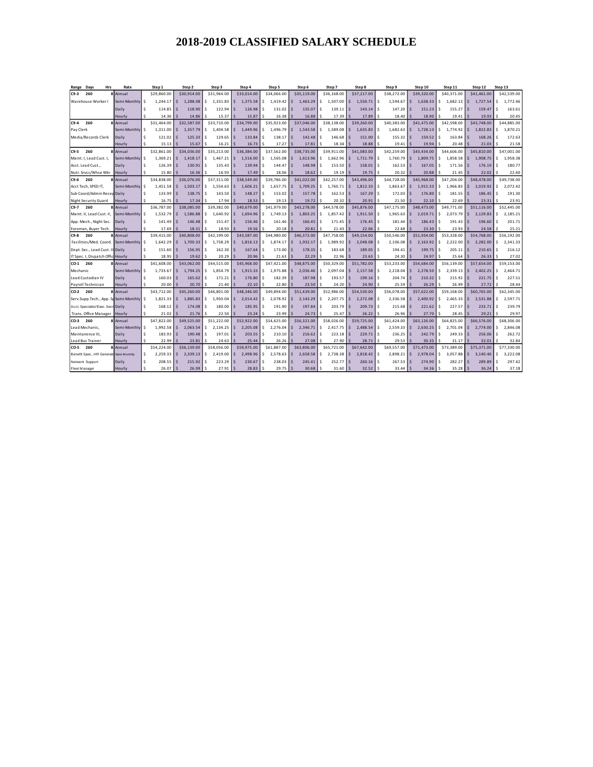# 2018-2019 CLASSIFIED SALARY SCHEDULE

| Range Days Hrs | Rate | Step 1 | Step 2 | Step 3 | Step 4 | Step 5 | Step 6 | Step 7 | Step 8 | Step 9 | Step 10 | Step 11 | Step 12 | Step 13 |
|---|---|---|---|---|---|---|---|---|---|---|---|---|---|---|
| C9-3 260 8 | Annual | $29,860.00 | $30,914.00 | $31,964.00 | $33,014.00 | $34,066.00 | $35,119.00 | $36,168.00 | $37,217.00 | $38,272.00 | $39,320.00 | $40,371.00 | $41,461.00 | $42,539.00 |
| Warehouse Worker I | Semi-Monthly | $ 1,244.17 | $ 1,288.08 | $ 1,331.83 | $ 1,375.58 | $ 1,419.42 | $ 1,463.29 | $ 1,507.00 | $ 1,550.71 | $ 1,594.67 | $ 1,638.33 | $ 1,682.13 | $ 1,727.54 | $ 1,772.46 |
| | Daily | $ 114.85 | $ 118.90 | $ 122.94 | $ 126.98 | $ 131.02 | $ 135.07 | $ 139.11 | $ 143.14 | $ 147.20 | $ 151.23 | $ 155.27 | $ 159.47 | $ 163.61 |
| | Hourly | $ 14.36 | $ 14.86 | $ 15.37 | $ 15.87 | $ 16.38 | $ 16.88 | $ 17.39 | $ 17.89 | $ 18.40 | $ 18.90 | $ 19.41 | $ 19.93 | $ 20.45 |
| C9-4 260 8 | Annual | $31,464.00 | $32,587.00 | $33,710.00 | $34,799.00 | $35,923.00 | $37,046.00 | $38,138.00 | $39,260.00 | $40,383.00 | $41,475.00 | $42,598.00 | $43,748.00 | $44,885.00 |
| Pay Clerk | Semi-Monthly | $ 1,311.00 | $ 1,357.79 | $ 1,404.58 | $ 1,449.96 | $ 1,496.79 | $ 1,543.58 | $ 1,589.08 | $ 1,635.83 | $ 1,682.63 | $ 1,728.13 | $ 1,774.92 | $ 1,822.83 | $ 1,870.21 |
| Media/Records Clerk | Daily | $ 121.02 | $ 125.33 | $ 129.65 | $ 133.84 | $ 138.17 | $ 142.48 | $ 146.68 | $ 151.00 | $ 155.32 | $ 159.52 | $ 163.84 | $ 168.26 | $ 172.63 |
| | Hourly | $ 15.13 | $ 15.67 | $ 16.21 | $ 16.73 | $ 17.27 | $ 17.81 | $ 18.34 | $ 18.88 | $ 19.41 | $ 19.94 | $ 20.48 | $ 21.03 | $ 21.58 |
| C9-5 260 8 | Annual | $32,861.00 | $34,036.00 | $35,213.00 | $36,384.00 | $37,562.00 | $38,735.00 | $39,911.00 | $41,083.00 | $42,259.00 | $43,434.00 | $44,606.00 | $45,810.00 | $47,001.00 |
| Maint. I, Lead Cust. I, | Semi-Monthly | $ 1,369.21 | $ 1,418.17 | $ 1,467.21 | $ 1,516.00 | $ 1,565.08 | $ 1,613.96 | $ 1,662.96 | $ 1,711.79 | $ 1,760.79 | $ 1,809.75 | $ 1,858.58 | $ 1,908.75 | $ 1,958.38 |
| Asst. Lead Cust., | Daily | $ 126.39 | $ 130.91 | $ 135.43 | $ 139.94 | $ 144.47 | $ 148.98 | $ 153.50 | $ 158.01 | $ 162.53 | $ 167.05 | $ 171.56 | $ 176.19 | $ 180.77 |
| Nutr. Srvcs/Whse Wkr | Hourly | $ 15.80 | $ 16.36 | $ 16.93 | $ 17.49 | $ 18.06 | $ 18.62 | $ 19.19 | $ 19.75 | $ 20.32 | $ 20.88 | $ 21.45 | $ 22.02 | $ 22.60 |
| C9-6 260 8 | Annual | $34,838.00 | $36,076.00 | $37,311.00 | $38,549.00 | $39,786.00 | $41,022.00 | $42,257.00 | $43,496.00 | $44,728.00 | $45,968.00 | $47,204.00 | $48,478.00 | $49,738.00 |
| Acct Tech, SPED IT, | Semi-Monthly | $ 1,451.58 | $ 1,503.17 | $ 1,554.63 | $ 1,606.21 | $ 1,657.75 | $ 1,709.25 | $ 1,760.71 | $ 1,812.33 | $ 1,863.67 | $ 1,915.33 | $ 1,966.83 | $ 2,019.92 | $ 2,072.42 |
| Sub Coord/Admin Recep | Daily | $ 133.99 | $ 138.75 | $ 143.50 | $ 148.27 | $ 153.02 | $ 157.78 | $ 162.53 | $ 167.29 | $ 172.03 | $ 176.80 | $ 181.55 | $ 186.45 | $ 191.30 |
| Night Security Guard | Hourly | $ 16.75 | $ 17.34 | $ 17.94 | $ 18.53 | $ 19.13 | $ 19.72 | $ 20.32 | $ 20.91 | $ 21.50 | $ 22.10 | $ 22.69 | $ 23.31 | $ 23.91 |
| C9-7 260 8 | Annual | $36,787.00 | $38,085.00 | $39,382.00 | $40,679.00 | $41,979.00 | $43,278.00 | $44,578.00 | $45,876.00 | $47,175.00 | $48,473.00 | $49,771.00 | $51,116.00 | $52,445.00 |
| Maint. II, Lead Cust. II, | Semi-Monthly | $ 1,532.79 | $ 1,586.88 | $ 1,640.92 | $ 1,694.96 | $ 1,749.13 | $ 1,803.25 | $ 1,857.42 | $ 1,911.50 | $ 1,965.63 | $ 2,019.71 | $ 2,073.79 | $ 2,129.83 | $ 2,185.21 |
| App. Mech., Night Sec. | Daily | $ 141.49 | $ 146.48 | $ 151.47 | $ 156.46 | $ 161.46 | $ 166.45 | $ 171.45 | $ 176.45 | $ 181.44 | $ 186.43 | $ 191.43 | $ 196.60 | $ 201.71 |
| Foreman, Buyer Tech. | Hourly | $ 17.69 | $ 18.31 | $ 18.93 | $ 19.56 | $ 20.18 | $ 20.81 | $ 21.43 | $ 22.06 | $ 22.68 | $ 23.30 | $ 23.93 | $ 24.58 | $ 25.21 |
| C9-8 260 8 | Annual | $39,415.00 | $40,808.00 | $42,199.00 | $43,587.00 | $44,980.00 | $46,372.00 | $47,758.00 | $49,154.00 | $50,546.00 | $51,934.00 | $53,328.00 | $54,768.00 | $56,192.00 |
| Facilities/Med. Coord. | Semi-Monthly | $ 1,642.29 | $ 1,700.33 | $ 1,758.29 | $ 1,816.13 | $ 1,874.17 | $ 1,932.17 | $ 1,989.92 | $ 2,048.08 | $ 2,106.08 | $ 2,163.92 | $ 2,222.00 | $ 2,282.00 | $ 2,341.33 |
| Dept. Sec., Lead Cust. III | Daily | $ 151.60 | $ 156.95 | $ 162.30 | $ 167.64 | $ 173.00 | $ 178.35 | $ 183.68 | $ 189.05 | $ 194.41 | $ 199.75 | $ 205.11 | $ 210.65 | $ 216.12 |
| IT Spec. I, Dispatch Offic | Hourly | $ 18.95 | $ 19.62 | $ 20.29 | $ 20.96 | $ 21.63 | $ 22.29 | $ 22.96 | $ 23.63 | $ 24.30 | $ 24.97 | $ 25.64 | $ 26.33 | $ 27.02 |
| CO-1 260 8 | Annual | $41,608.00 | $43,062.00 | $44,515.00 | $45,968.00 | $47,421.00 | $48,875.00 | $50,329.00 | $51,782.00 | $53,233.00 | $54,684.00 | $56,139.00 | $57,654.00 | $59,153.00 |
| Mechanic | Semi-Monthly | $ 1,733.67 | $ 1,794.25 | $ 1,854.79 | $ 1,915.33 | $ 1,975.88 | $ 2,036.46 | $ 2,097.04 | $ 2,157.58 | $ 2,218.04 | $ 2,278.50 | $ 2,339.13 | $ 2,402.25 | $ 2,464.71 |
| Lead Custodian IV | Daily | $ 160.03 | $ 165.62 | $ 171.21 | $ 176.80 | $ 182.39 | $ 187.98 | $ 193.57 | $ 199.16 | $ 204.74 | $ 210.32 | $ 215.92 | $ 221.75 | $ 227.51 |
| Payroll Technician | Hourly | $ 20.00 | $ 20.70 | $ 21.40 | $ 22.10 | $ 22.80 | $ 23.50 | $ 24.20 | $ 24.90 | $ 25.59 | $ 26.29 | $ 26.99 | $ 27.72 | $ 28.44 |
| CO-2 260 8 | Annual | $43,712.00 | $45,260.00 | $46,801.00 | $48,346.00 | $49,894.00 | $51,439.00 | $52,986.00 | $54,530.00 | $56,078.00 | $57,622.00 | $59,168.00 | $60,765.00 | $62,345.00 |
| Serv.Supp.Tech., App. Sp | Semi-Monthly | $ 1,821.33 | $ 1,885.83 | $ 1,950.04 | $ 2,014.42 | $ 2,078.92 | $ 2,143.29 | $ 2,207.75 | $ 2,272.08 | $ 2,336.58 | $ 2,400.92 | $ 2,465.33 | $ 2,531.88 | $ 2,597.71 |
| Acct. Specialist/Exec. Secr | Daily | $ 168.12 | $ 174.08 | $ 180.00 | $ 185.95 | $ 191.90 | $ 197.84 | $ 203.79 | $ 209.73 | $ 215.68 | $ 221.62 | $ 227.57 | $ 233.71 | $ 239.79 |
| Trans. Office Manager | Hourly | $ 21.02 | $ 21.76 | $ 22.50 | $ 23.24 | $ 23.99 | $ 24.73 | $ 25.47 | $ 26.22 | $ 26.96 | $ 27.70 | $ 28.45 | $ 29.21 | $ 29.97 |
| CO-3 260 8 | Annual | $47,822.00 | $49,525.00 | $51,222.00 | $52,922.00 | $54,625.00 | $56,321.00 | $58,026.00 | $59,725.00 | $61,424.00 | $63,126.00 | $64,825.00 | $66,576.00 | $68,306.00 |
| Lead Mechanic, | Semi-Monthly | $ 1,992.58 | $ 2,063.54 | $ 2,134.25 | $ 2,205.08 | $ 2,276.04 | $ 2,346.71 | $ 2,417.75 | $ 2,488.54 | $ 2,559.33 | $ 2,630.25 | $ 2,701.04 | $ 2,774.00 | $ 2,846.08 |
| Maintanence III, | Daily | $ 183.93 | $ 190.48 | $ 197.01 | $ 203.55 | $ 210.10 | $ 216.62 | $ 223.18 | $ 229.71 | $ 236.25 | $ 242.79 | $ 249.33 | $ 256.06 | $ 262.72 |
| Lead Bus Trainer | Hourly | $ 22.99 | $ 23.81 | $ 24.63 | $ 25.44 | $ 26.26 | $ 27.08 | $ 27.90 | $ 28.71 | $ 29.53 | $ 30.35 | $ 31.17 | $ 32.01 | $ 32.84 |
| CO-5 260 8 | Annual | $54,224.00 | $56,139.00 | $58,056.00 | $59,975.00 | $61,887.00 | $63,806.00 | $65,721.00 | $67,642.00 | $69,557.00 | $71,473.00 | $73,389.00 | $75,371.00 | $77,330.00 |
| Benefit Spec., HR Generali | Semi-Monthly | $ 2,259.33 | $ 2,339.13 | $ 2,419.00 | $ 2,498.96 | $ 2,578.63 | $ 2,658.58 | $ 2,738.38 | $ 2,818.42 | $ 2,898.21 | $ 2,978.04 | $ 3,057.88 | $ 3,140.46 | $ 3,222.08 |
| Network Support | Daily | $ 208.55 | $ 215.92 | $ 223.29 | $ 230.67 | $ 238.03 | $ 245.41 | $ 252.77 | $ 260.16 | $ 267.53 | $ 274.90 | $ 282.27 | $ 289.89 | $ 297.42 |
| Fleet Manager | Hourly | $ 26.07 | $ 26.99 | $ 27.91 | $ 28.83 | $ 29.75 | $ 30.68 | $ 31.60 | $ 32.52 | $ 33.44 | $ 34.36 | $ 35.28 | $ 36.24 | $ 37.18 |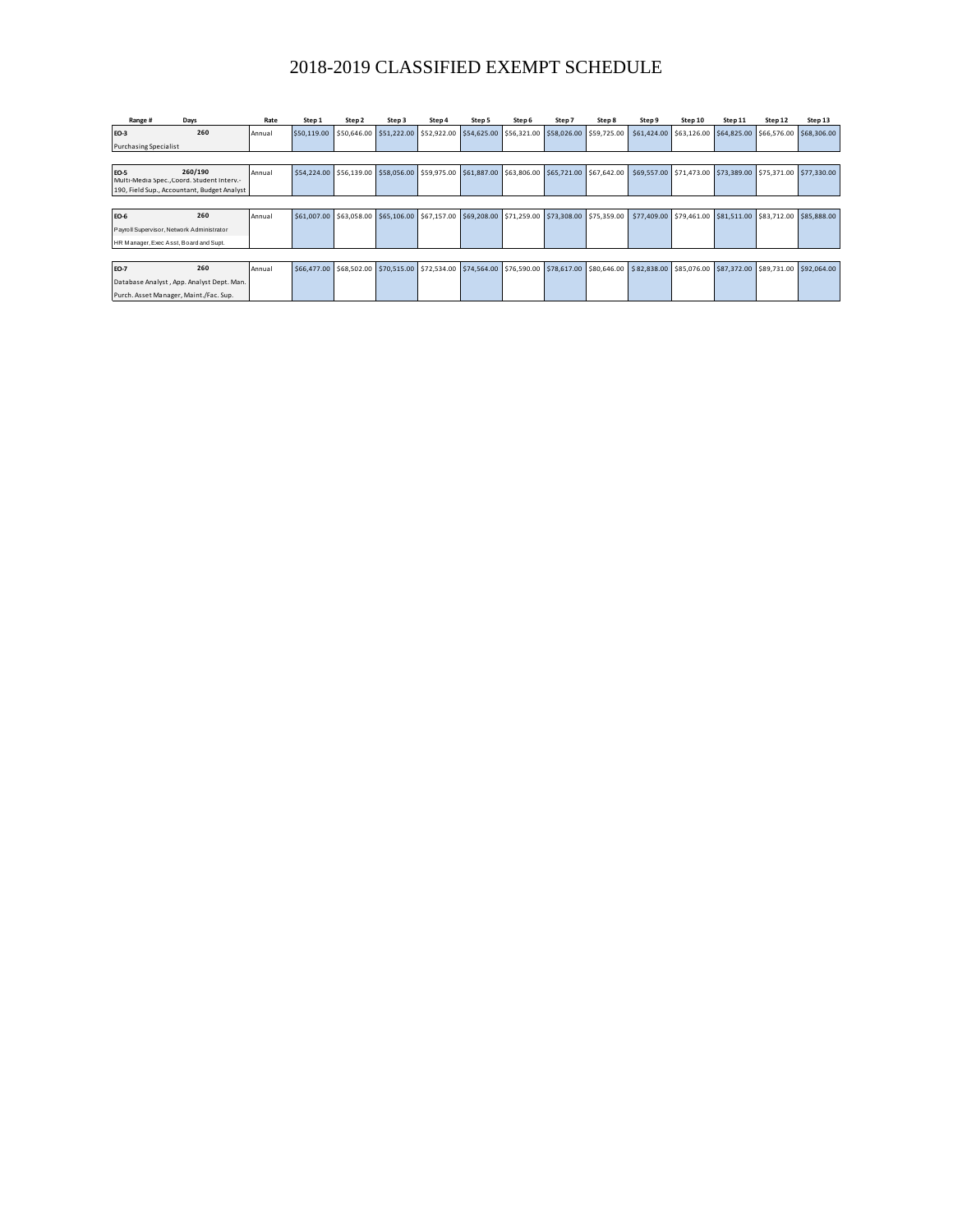# 2018-2019 CLASSIFIED EXEMPT SCHEDULE

| Range # | Days | Rate | Step 1 | Step 2 | Step 3 | Step 4 | Step 5 | Step 6 | Step 7 | Step 8 | Step 9 | Step 10 | Step 11 | Step 12 | Step 13 |
|---|---|---|---|---|---|---|---|---|---|---|---|---|---|---|---|
| EO-3 | 260 | Annual | $50,119.00 | $50,646.00 | $51,222.00 | $52,922.00 | $54,625.00 | $56,321.00 | $58,026.00 | $59,725.00 | $61,424.00 | $63,126.00 | $64,825.00 | $66,576.00 | $68,306.00 |
| Purchasing Specialist | | | | | | | | | | | | | | | |
| EO-5 Multi-Media Spec.,Coord. Student Interv.-190, Field Sup., Accountant, Budget Analyst | 260/190 | Annual | $54,224.00 | $56,139.00 | $58,056.00 | $59,975.00 | $61,887.00 | $63,806.00 | $65,721.00 | $67,642.00 | $69,557.00 | $71,473.00 | $73,389.00 | $75,371.00 | $77,330.00 |
| EO-6 | 260 | Annual | $61,007.00 | $63,058.00 | $65,106.00 | $67,157.00 | $69,208.00 | $71,259.00 | $73,308.00 | $75,359.00 | $77,409.00 | $79,461.00 | $81,511.00 | $83,712.00 | $85,888.00 |
| Payroll Supervisor, Network Administrator | | | | | | | | | | | | | | | |
| HR Manager, Exec Asst, Board and Supt. | | | | | | | | | | | | | | | |
| EO-7 | 260 | Annual | $66,477.00 | $68,502.00 | $70,515.00 | $72,534.00 | $74,564.00 | $76,590.00 | $78,617.00 | $80,646.00 | $82,838.00 | $85,076.00 | $87,372.00 | $89,731.00 | $92,064.00 |
| Database Analyst , App. Analyst Dept. Man. | | | | | | | | | | | | | | | |
| Purch. Asset Manager, Maint./Fac. Sup. | | | | | | | | | | | | | | | |